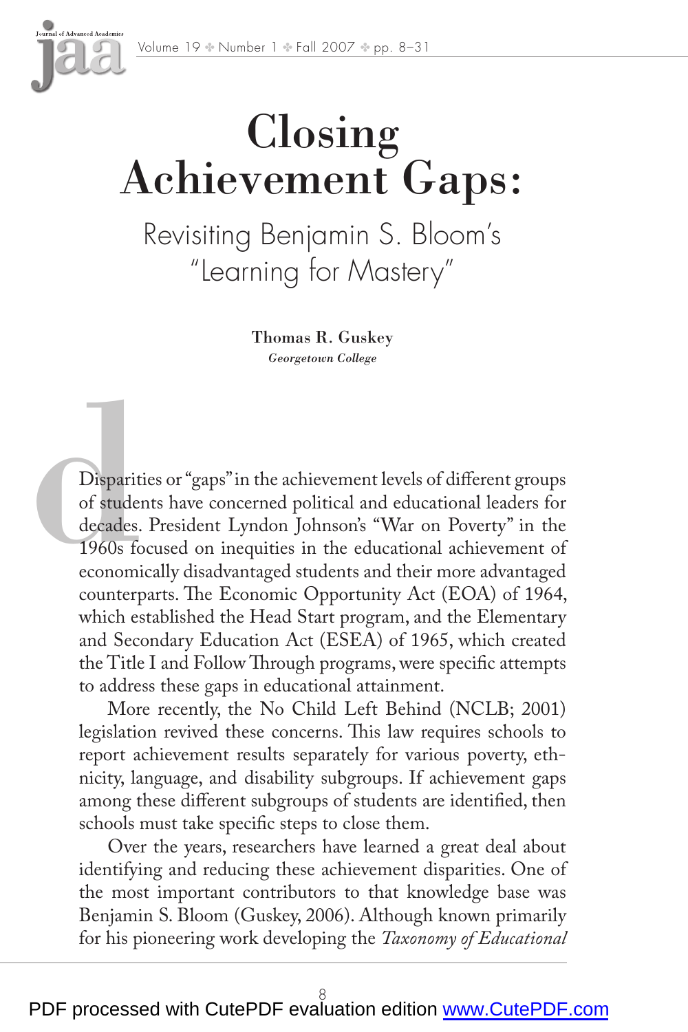# Closing Achievement Gaps:

## Revisiting Benjamin S. Bloom's "Learning for Mastery"

**Thomas R. Guskey**
*Georgetown College*

Disparities or "gaps" in the achievement levels of different groups of students have concerned political and educational leaders for decades. President Lyndon Johnson's "War on Poverty" in the 1960s focused on inequities in the educational achievement of economically disadvantaged students and their more advantaged counterparts. The Economic Opportunity Act (EOA) of 1964, which established the Head Start program, and the Elementary and Secondary Education Act (ESEA) of 1965, which created the Title I and Follow Through programs, were specific attempts to address these gaps in educational attainment.

More recently, the No Child Left Behind (NCLB; 2001) legislation revived these concerns. This law requires schools to report achievement results separately for various poverty, ethnicity, language, and disability subgroups. If achievement gaps among these different subgroups of students are identified, then schools must take specific steps to close them.

Over the years, researchers have learned a great deal about identifying and reducing these achievement disparities. One of the most important contributors to that knowledge base was Benjamin S. Bloom (Guskey, 2006). Although known primarily for his pioneering work developing the *Taxonomy of Educational*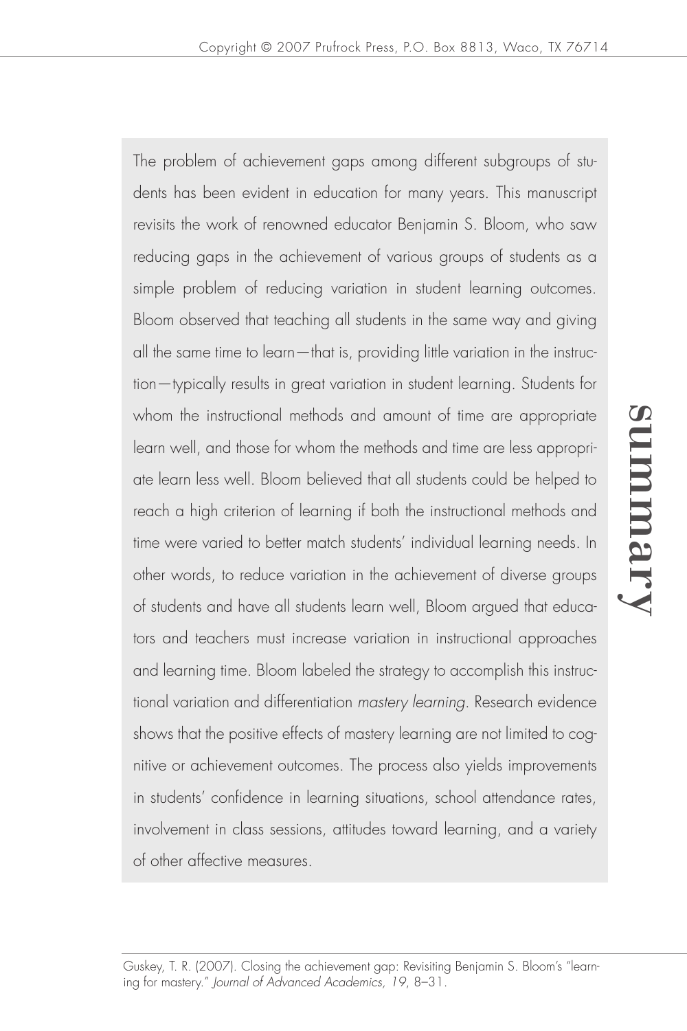# summary

The problem of achievement gaps among different subgroups of students has been evident in education for many years. This manuscript revisits the work of renowned educator Benjamin S. Bloom, who saw reducing gaps in the achievement of various groups of students as a simple problem of reducing variation in student learning outcomes. Bloom observed that teaching all students in the same way and giving all the same time to learn—that is, providing little variation in the instruction—typically results in great variation in student learning. Students for whom the instructional methods and amount of time are appropriate learn well, and those for whom the methods and time are less appropriate learn less well. Bloom believed that all students could be helped to reach a high criterion of learning if both the instructional methods and time were varied to better match students' individual learning needs. In other words, to reduce variation in the achievement of diverse groups of students and have all students learn well, Bloom argued that educators and teachers must increase variation in instructional approaches and learning time. Bloom labeled the strategy to accomplish this instructional variation and differentiation *mastery learning*. Research evidence shows that the positive effects of mastery learning are not limited to cognitive or achievement outcomes. The process also yields improvements in students' confidence in learning situations, school attendance rates, involvement in class sessions, attitudes toward learning, and a variety of other affective measures.

Guskey, T. R. (2007). Closing the achievement gap: Revisiting Benjamin S. Bloom's "learning for mastery." *Journal of Advanced Academics, 19*, 8–31.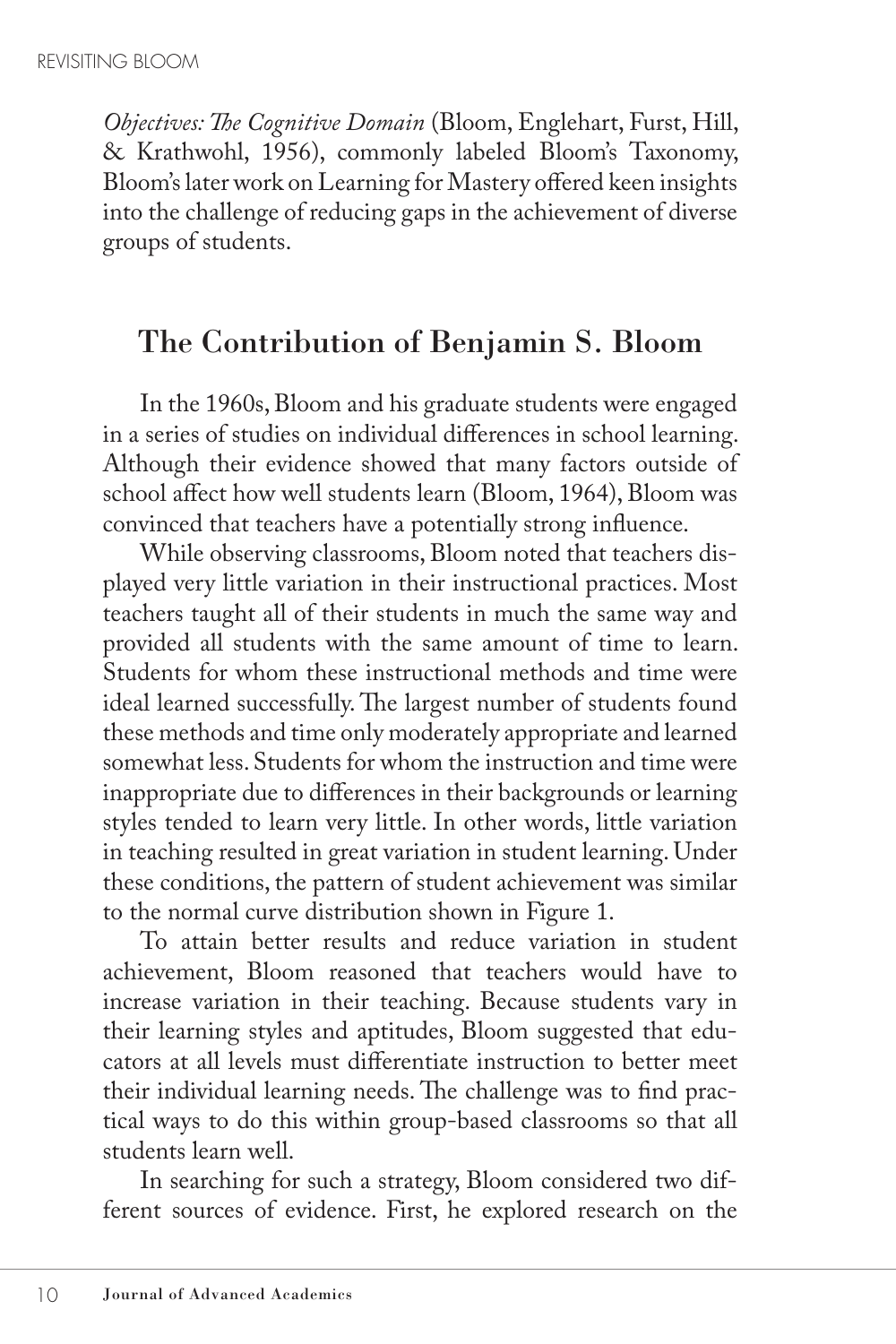*Objectives: The Cognitive Domain* (Bloom, Englehart, Furst, Hill, & Krathwohl, 1956), commonly labeled Bloom's Taxonomy, Bloom's later work on Learning for Mastery offered keen insights into the challenge of reducing gaps in the achievement of diverse groups of students.

## The Contribution of Benjamin S. Bloom

In the 1960s, Bloom and his graduate students were engaged in a series of studies on individual differences in school learning. Although their evidence showed that many factors outside of school affect how well students learn (Bloom, 1964), Bloom was convinced that teachers have a potentially strong influence.

While observing classrooms, Bloom noted that teachers displayed very little variation in their instructional practices. Most teachers taught all of their students in much the same way and provided all students with the same amount of time to learn. Students for whom these instructional methods and time were ideal learned successfully. The largest number of students found these methods and time only moderately appropriate and learned somewhat less. Students for whom the instruction and time were inappropriate due to differences in their backgrounds or learning styles tended to learn very little. In other words, little variation in teaching resulted in great variation in student learning. Under these conditions, the pattern of student achievement was similar to the normal curve distribution shown in Figure 1.

To attain better results and reduce variation in student achievement, Bloom reasoned that teachers would have to increase variation in their teaching. Because students vary in their learning styles and aptitudes, Bloom suggested that educators at all levels must differentiate instruction to better meet their individual learning needs. The challenge was to find practical ways to do this within group-based classrooms so that all students learn well.

In searching for such a strategy, Bloom considered two different sources of evidence. First, he explored research on the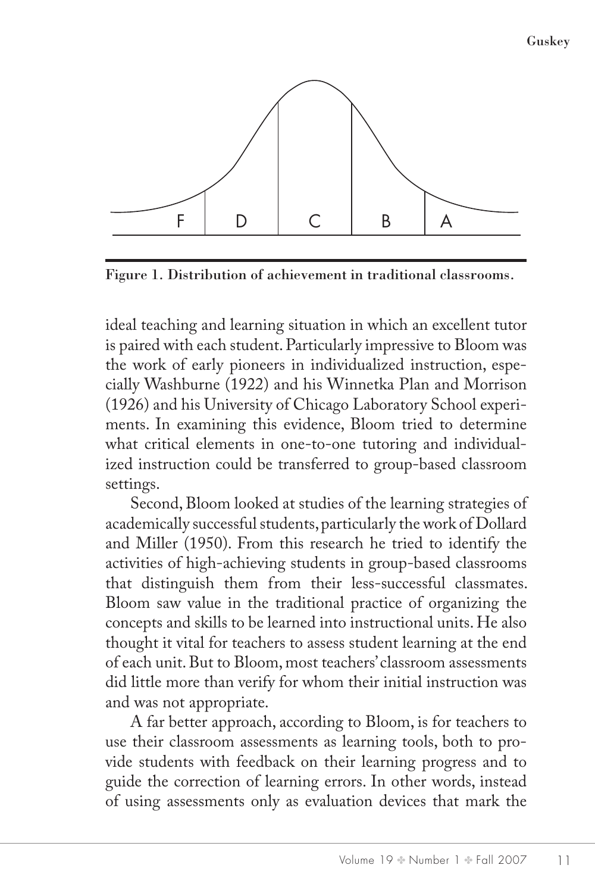Figure 1. Distribution of achievement in traditional classrooms.

ideal teaching and learning situation in which an excellent tutor is paired with each student. Particularly impressive to Bloom was the work of early pioneers in individualized instruction, especially Washburne (1922) and his Winnetka Plan and Morrison (1926) and his University of Chicago Laboratory School experiments. In examining this evidence, Bloom tried to determine what critical elements in one-to-one tutoring and individualized instruction could be transferred to group-based classroom settings.

Second, Bloom looked at studies of the learning strategies of academically successful students, particularly the work of Dollard and Miller (1950). From this research he tried to identify the activities of high-achieving students in group-based classrooms that distinguish them from their less-successful classmates. Bloom saw value in the traditional practice of organizing the concepts and skills to be learned into instructional units. He also thought it vital for teachers to assess student learning at the end of each unit. But to Bloom, most teachers' classroom assessments did little more than verify for whom their initial instruction was and was not appropriate.

A far better approach, according to Bloom, is for teachers to use their classroom assessments as learning tools, both to provide students with feedback on their learning progress and to guide the correction of learning errors. In other words, instead of using assessments only as evaluation devices that mark the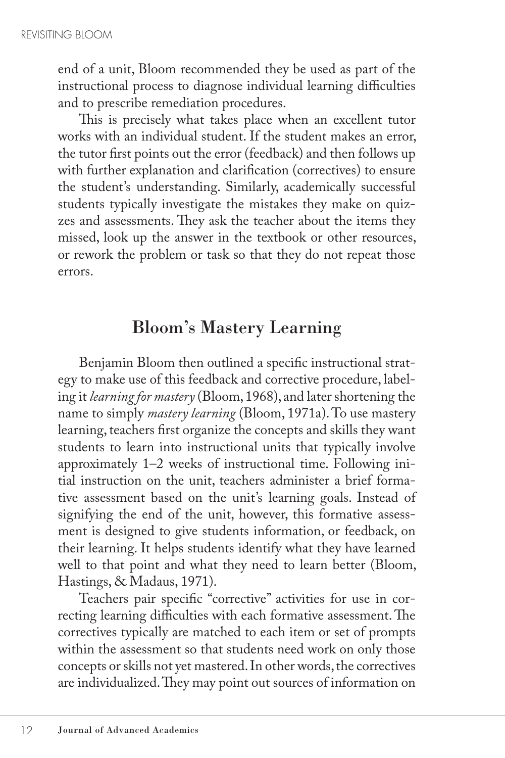end of a unit, Bloom recommended they be used as part of the instructional process to diagnose individual learning difficulties and to prescribe remediation procedures.

This is precisely what takes place when an excellent tutor works with an individual student. If the student makes an error, the tutor first points out the error (feedback) and then follows up with further explanation and clarification (correctives) to ensure the student's understanding. Similarly, academically successful students typically investigate the mistakes they make on quizzes and assessments. They ask the teacher about the items they missed, look up the answer in the textbook or other resources, or rework the problem or task so that they do not repeat those errors.

## Bloom's Mastery Learning

Benjamin Bloom then outlined a specific instructional strategy to make use of this feedback and corrective procedure, labeling it *learning for mastery* (Bloom, 1968), and later shortening the name to simply *mastery learning* (Bloom, 1971a). To use mastery learning, teachers first organize the concepts and skills they want students to learn into instructional units that typically involve approximately 1–2 weeks of instructional time. Following initial instruction on the unit, teachers administer a brief formative assessment based on the unit's learning goals. Instead of signifying the end of the unit, however, this formative assessment is designed to give students information, or feedback, on their learning. It helps students identify what they have learned well to that point and what they need to learn better (Bloom, Hastings, & Madaus, 1971).

Teachers pair specific "corrective" activities for use in correcting learning difficulties with each formative assessment. The correctives typically are matched to each item or set of prompts within the assessment so that students need work on only those concepts or skills not yet mastered. In other words, the correctives are individualized. They may point out sources of information on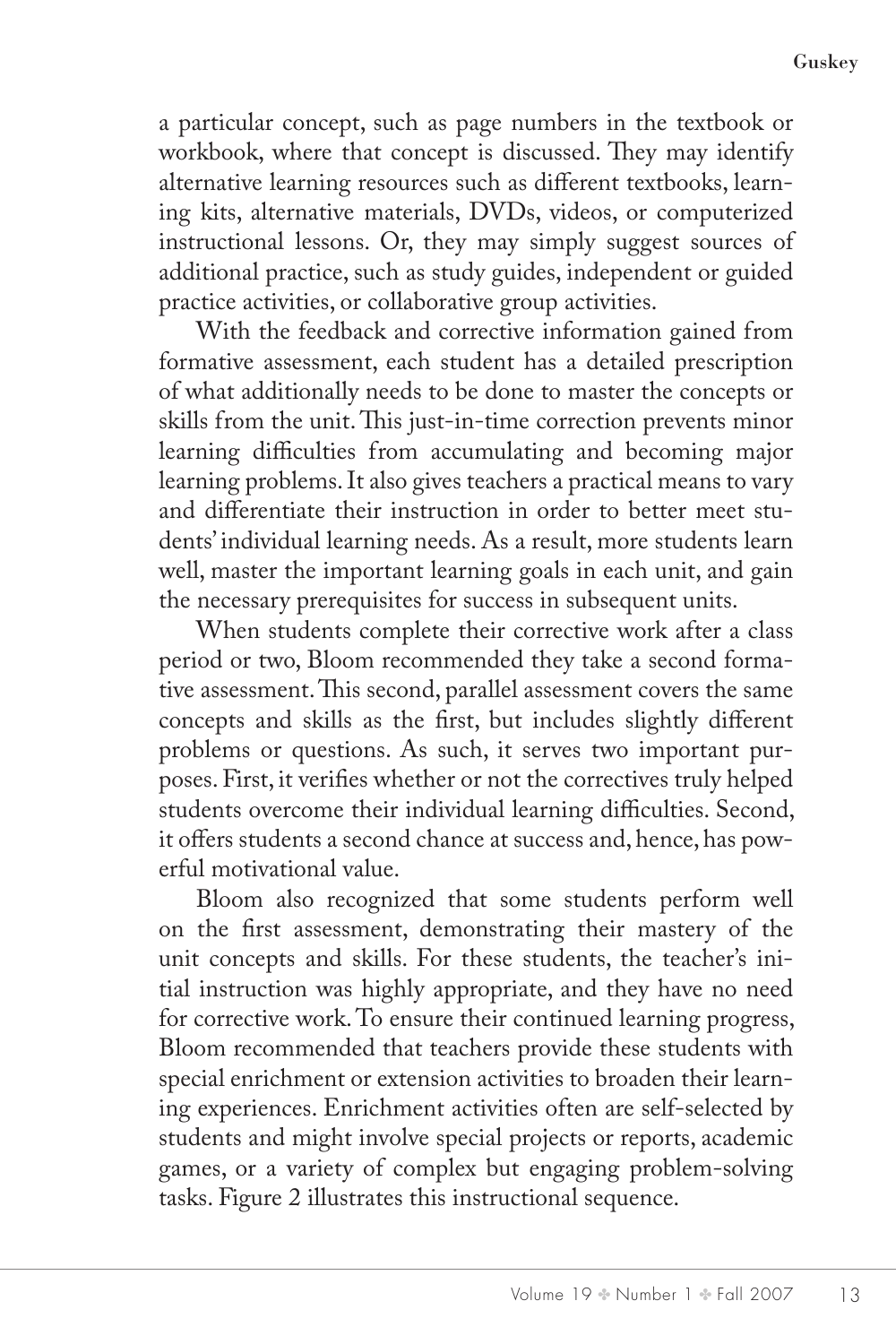a particular concept, such as page numbers in the textbook or workbook, where that concept is discussed. They may identify alternative learning resources such as different textbooks, learning kits, alternative materials, DVDs, videos, or computerized instructional lessons. Or, they may simply suggest sources of additional practice, such as study guides, independent or guided practice activities, or collaborative group activities.

With the feedback and corrective information gained from formative assessment, each student has a detailed prescription of what additionally needs to be done to master the concepts or skills from the unit. This just-in-time correction prevents minor learning difficulties from accumulating and becoming major learning problems. It also gives teachers a practical means to vary and differentiate their instruction in order to better meet students' individual learning needs. As a result, more students learn well, master the important learning goals in each unit, and gain the necessary prerequisites for success in subsequent units.

When students complete their corrective work after a class period or two, Bloom recommended they take a second formative assessment. This second, parallel assessment covers the same concepts and skills as the first, but includes slightly different problems or questions. As such, it serves two important purposes. First, it verifies whether or not the correctives truly helped students overcome their individual learning difficulties. Second, it offers students a second chance at success and, hence, has powerful motivational value.

Bloom also recognized that some students perform well on the first assessment, demonstrating their mastery of the unit concepts and skills. For these students, the teacher's initial instruction was highly appropriate, and they have no need for corrective work. To ensure their continued learning progress, Bloom recommended that teachers provide these students with special enrichment or extension activities to broaden their learning experiences. Enrichment activities often are self-selected by students and might involve special projects or reports, academic games, or a variety of complex but engaging problem-solving tasks. Figure 2 illustrates this instructional sequence.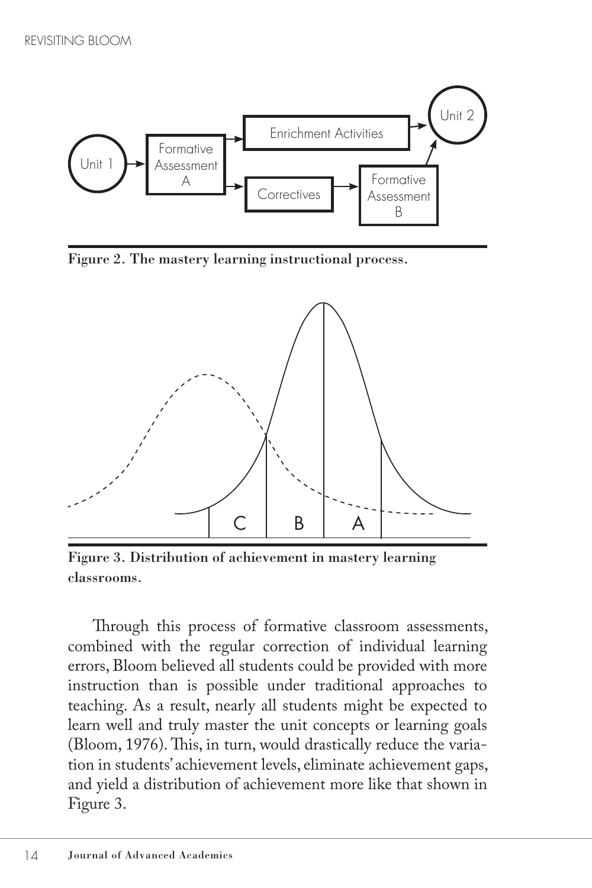Figure 2. The mastery learning instructional process.

Figure 3. Distribution of achievement in mastery learning classrooms.

Through this process of formative classroom assessments, combined with the regular correction of individual learning errors, Bloom believed all students could be provided with more instruction than is possible under traditional approaches to teaching. As a result, nearly all students might be expected to learn well and truly master the unit concepts or learning goals (Bloom, 1976). This, in turn, would drastically reduce the variation in students' achievement levels, eliminate achievement gaps, and yield a distribution of achievement more like that shown in Figure 3.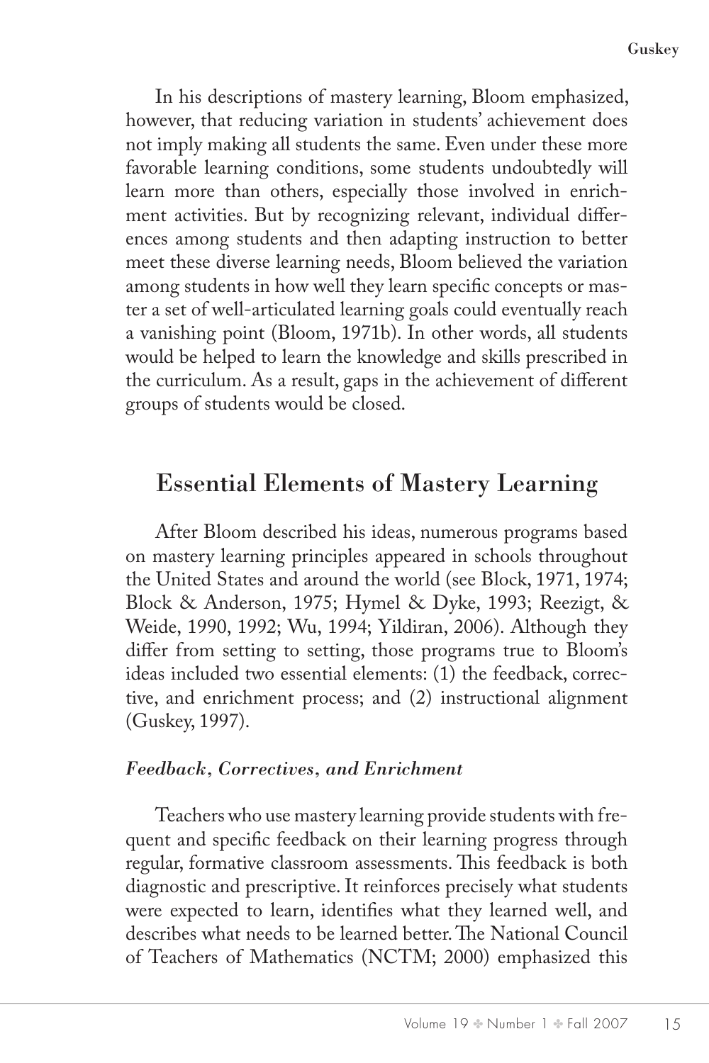In his descriptions of mastery learning, Bloom emphasized, however, that reducing variation in students' achievement does not imply making all students the same. Even under these more favorable learning conditions, some students undoubtedly will learn more than others, especially those involved in enrichment activities. But by recognizing relevant, individual differences among students and then adapting instruction to better meet these diverse learning needs, Bloom believed the variation among students in how well they learn specific concepts or master a set of well-articulated learning goals could eventually reach a vanishing point (Bloom, 1971b). In other words, all students would be helped to learn the knowledge and skills prescribed in the curriculum. As a result, gaps in the achievement of different groups of students would be closed.

## Essential Elements of Mastery Learning

After Bloom described his ideas, numerous programs based on mastery learning principles appeared in schools throughout the United States and around the world (see Block, 1971, 1974; Block & Anderson, 1975; Hymel & Dyke, 1993; Reezigt, & Weide, 1990, 1992; Wu, 1994; Yildiran, 2006). Although they differ from setting to setting, those programs true to Bloom's ideas included two essential elements: (1) the feedback, corrective, and enrichment process; and (2) instructional alignment (Guskey, 1997).

### *Feedback, Correctives, and Enrichment*

Teachers who use mastery learning provide students with frequent and specific feedback on their learning progress through regular, formative classroom assessments. This feedback is both diagnostic and prescriptive. It reinforces precisely what students were expected to learn, identifies what they learned well, and describes what needs to be learned better. The National Council of Teachers of Mathematics (NCTM; 2000) emphasized this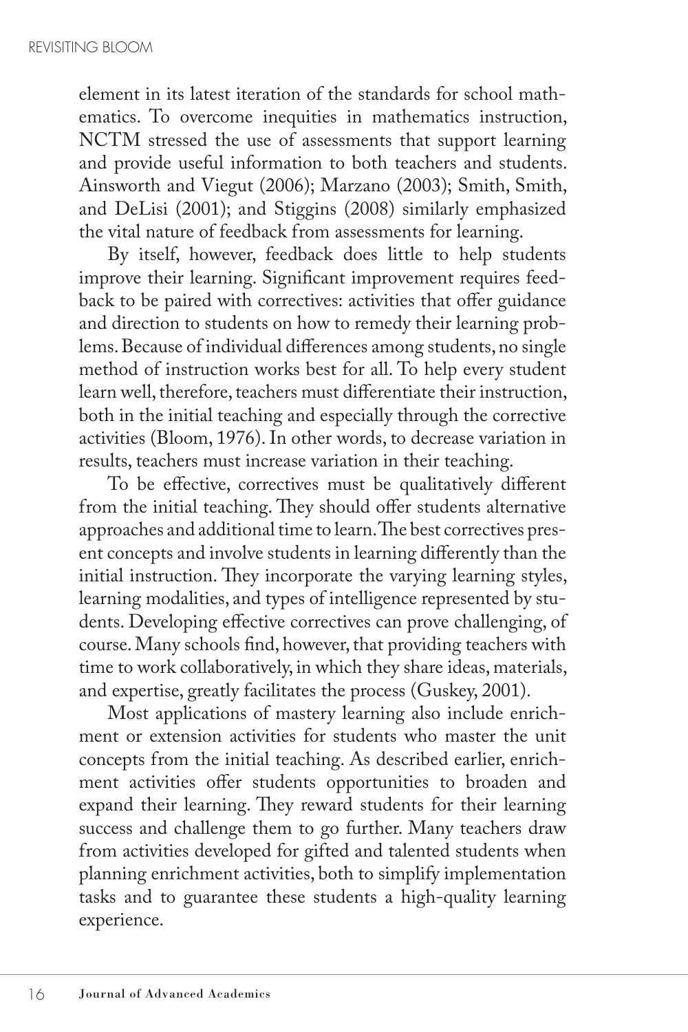element in its latest iteration of the standards for school mathematics. To overcome inequities in mathematics instruction, NCTM stressed the use of assessments that support learning and provide useful information to both teachers and students. Ainsworth and Viegut (2006); Marzano (2003); Smith, Smith, and DeLisi (2001); and Stiggins (2008) similarly emphasized the vital nature of feedback from assessments for learning.

By itself, however, feedback does little to help students improve their learning. Significant improvement requires feedback to be paired with correctives: activities that offer guidance and direction to students on how to remedy their learning problems. Because of individual differences among students, no single method of instruction works best for all. To help every student learn well, therefore, teachers must differentiate their instruction, both in the initial teaching and especially through the corrective activities (Bloom, 1976). In other words, to decrease variation in results, teachers must increase variation in their teaching.

To be effective, correctives must be qualitatively different from the initial teaching. They should offer students alternative approaches and additional time to learn. The best correctives present concepts and involve students in learning differently than the initial instruction. They incorporate the varying learning styles, learning modalities, and types of intelligence represented by students. Developing effective correctives can prove challenging, of course. Many schools find, however, that providing teachers with time to work collaboratively, in which they share ideas, materials, and expertise, greatly facilitates the process (Guskey, 2001).

Most applications of mastery learning also include enrichment or extension activities for students who master the unit concepts from the initial teaching. As described earlier, enrichment activities offer students opportunities to broaden and expand their learning. They reward students for their learning success and challenge them to go further. Many teachers draw from activities developed for gifted and talented students when planning enrichment activities, both to simplify implementation tasks and to guarantee these students a high-quality learning experience.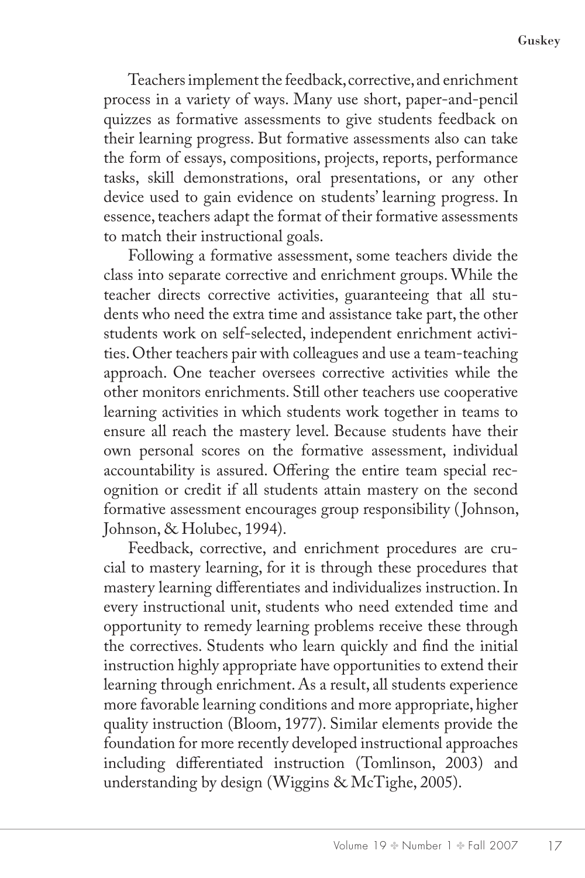Teachers implement the feedback, corrective, and enrichment process in a variety of ways. Many use short, paper-and-pencil quizzes as formative assessments to give students feedback on their learning progress. But formative assessments also can take the form of essays, compositions, projects, reports, performance tasks, skill demonstrations, oral presentations, or any other device used to gain evidence on students' learning progress. In essence, teachers adapt the format of their formative assessments to match their instructional goals.

Following a formative assessment, some teachers divide the class into separate corrective and enrichment groups. While the teacher directs corrective activities, guaranteeing that all students who need the extra time and assistance take part, the other students work on self-selected, independent enrichment activities. Other teachers pair with colleagues and use a team-teaching approach. One teacher oversees corrective activities while the other monitors enrichments. Still other teachers use cooperative learning activities in which students work together in teams to ensure all reach the mastery level. Because students have their own personal scores on the formative assessment, individual accountability is assured. Offering the entire team special recognition or credit if all students attain mastery on the second formative assessment encourages group responsibility (Johnson, Johnson, & Holubec, 1994).

Feedback, corrective, and enrichment procedures are crucial to mastery learning, for it is through these procedures that mastery learning differentiates and individualizes instruction. In every instructional unit, students who need extended time and opportunity to remedy learning problems receive these through the correctives. Students who learn quickly and find the initial instruction highly appropriate have opportunities to extend their learning through enrichment. As a result, all students experience more favorable learning conditions and more appropriate, higher quality instruction (Bloom, 1977). Similar elements provide the foundation for more recently developed instructional approaches including differentiated instruction (Tomlinson, 2003) and understanding by design (Wiggins & McTighe, 2005).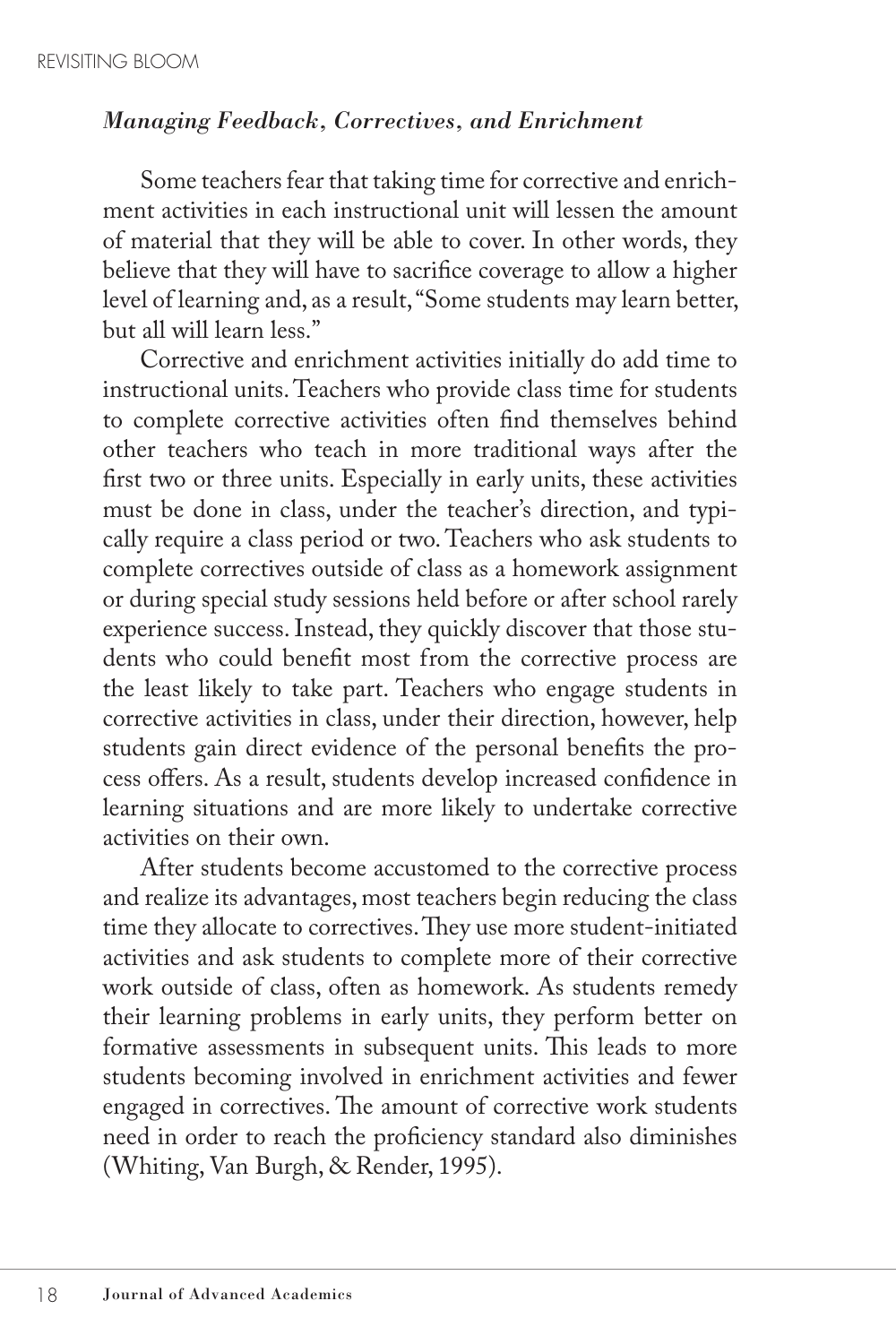### *Managing Feedback, Correctives, and Enrichment*

Some teachers fear that taking time for corrective and enrichment activities in each instructional unit will lessen the amount of material that they will be able to cover. In other words, they believe that they will have to sacrifice coverage to allow a higher level of learning and, as a result, "Some students may learn better, but all will learn less."

Corrective and enrichment activities initially do add time to instructional units. Teachers who provide class time for students to complete corrective activities often find themselves behind other teachers who teach in more traditional ways after the first two or three units. Especially in early units, these activities must be done in class, under the teacher's direction, and typically require a class period or two. Teachers who ask students to complete correctives outside of class as a homework assignment or during special study sessions held before or after school rarely experience success. Instead, they quickly discover that those students who could benefit most from the corrective process are the least likely to take part. Teachers who engage students in corrective activities in class, under their direction, however, help students gain direct evidence of the personal benefits the process offers. As a result, students develop increased confidence in learning situations and are more likely to undertake corrective activities on their own.

After students become accustomed to the corrective process and realize its advantages, most teachers begin reducing the class time they allocate to correctives. They use more student-initiated activities and ask students to complete more of their corrective work outside of class, often as homework. As students remedy their learning problems in early units, they perform better on formative assessments in subsequent units. This leads to more students becoming involved in enrichment activities and fewer engaged in correctives. The amount of corrective work students need in order to reach the proficiency standard also diminishes (Whiting, Van Burgh, & Render, 1995).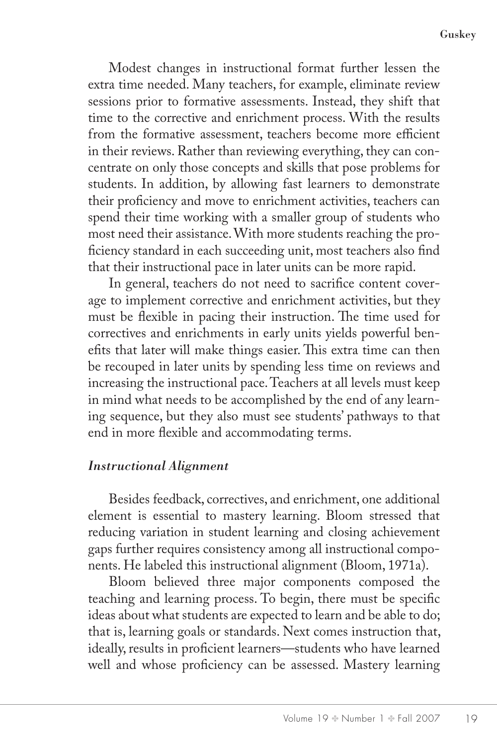Modest changes in instructional format further lessen the extra time needed. Many teachers, for example, eliminate review sessions prior to formative assessments. Instead, they shift that time to the corrective and enrichment process. With the results from the formative assessment, teachers become more efficient in their reviews. Rather than reviewing everything, they can concentrate on only those concepts and skills that pose problems for students. In addition, by allowing fast learners to demonstrate their proficiency and move to enrichment activities, teachers can spend their time working with a smaller group of students who most need their assistance. With more students reaching the proficiency standard in each succeeding unit, most teachers also find that their instructional pace in later units can be more rapid.

In general, teachers do not need to sacrifice content coverage to implement corrective and enrichment activities, but they must be flexible in pacing their instruction. The time used for correctives and enrichments in early units yields powerful benefits that later will make things easier. This extra time can then be recouped in later units by spending less time on reviews and increasing the instructional pace. Teachers at all levels must keep in mind what needs to be accomplished by the end of any learning sequence, but they also must see students' pathways to that end in more flexible and accommodating terms.

### *Instructional Alignment*

Besides feedback, correctives, and enrichment, one additional element is essential to mastery learning. Bloom stressed that reducing variation in student learning and closing achievement gaps further requires consistency among all instructional components. He labeled this instructional alignment (Bloom, 1971a).

Bloom believed three major components composed the teaching and learning process. To begin, there must be specific ideas about what students are expected to learn and be able to do; that is, learning goals or standards. Next comes instruction that, ideally, results in proficient learners—students who have learned well and whose proficiency can be assessed. Mastery learning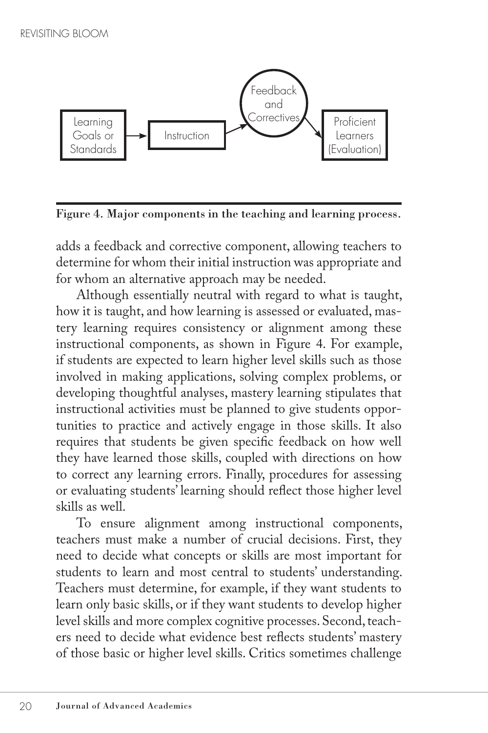**Figure 4. Major components in the teaching and learning process.**

adds a feedback and corrective component, allowing teachers to determine for whom their initial instruction was appropriate and for whom an alternative approach may be needed.

Although essentially neutral with regard to what is taught, how it is taught, and how learning is assessed or evaluated, mastery learning requires consistency or alignment among these instructional components, as shown in Figure 4. For example, if students are expected to learn higher level skills such as those involved in making applications, solving complex problems, or developing thoughtful analyses, mastery learning stipulates that instructional activities must be planned to give students opportunities to practice and actively engage in those skills. It also requires that students be given specific feedback on how well they have learned those skills, coupled with directions on how to correct any learning errors. Finally, procedures for assessing or evaluating students' learning should reflect those higher level skills as well.

To ensure alignment among instructional components, teachers must make a number of crucial decisions. First, they need to decide what concepts or skills are most important for students to learn and most central to students' understanding. Teachers must determine, for example, if they want students to learn only basic skills, or if they want students to develop higher level skills and more complex cognitive processes. Second, teachers need to decide what evidence best reflects students' mastery of those basic or higher level skills. Critics sometimes challenge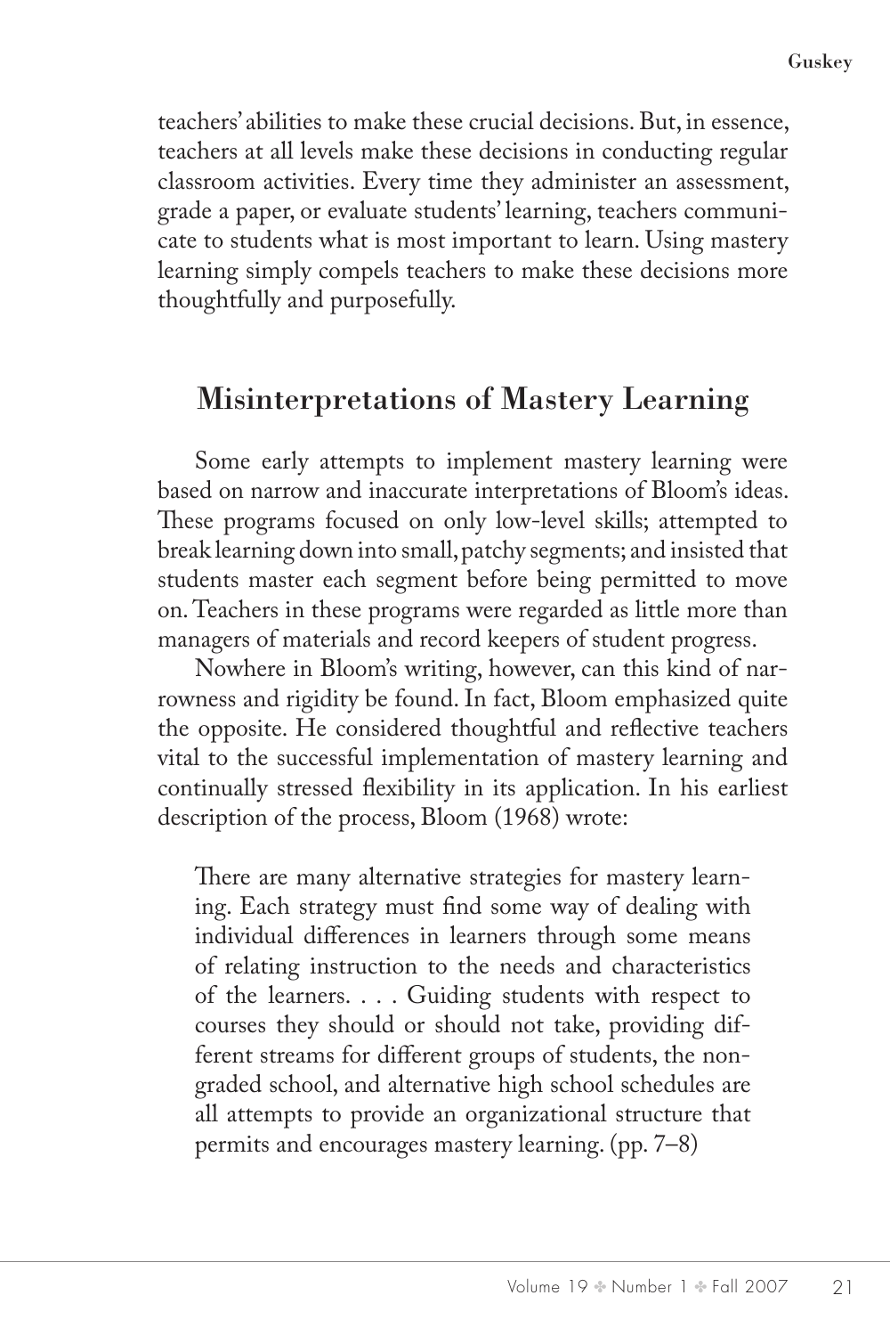teachers' abilities to make these crucial decisions. But, in essence, teachers at all levels make these decisions in conducting regular classroom activities. Every time they administer an assessment, grade a paper, or evaluate students' learning, teachers communicate to students what is most important to learn. Using mastery learning simply compels teachers to make these decisions more thoughtfully and purposefully.

## Misinterpretations of Mastery Learning

Some early attempts to implement mastery learning were based on narrow and inaccurate interpretations of Bloom's ideas. These programs focused on only low-level skills; attempted to break learning down into small, patchy segments; and insisted that students master each segment before being permitted to move on. Teachers in these programs were regarded as little more than managers of materials and record keepers of student progress.

Nowhere in Bloom's writing, however, can this kind of narrowness and rigidity be found. In fact, Bloom emphasized quite the opposite. He considered thoughtful and reflective teachers vital to the successful implementation of mastery learning and continually stressed flexibility in its application. In his earliest description of the process, Bloom (1968) wrote:

> There are many alternative strategies for mastery learning. Each strategy must find some way of dealing with individual differences in learners through some means of relating instruction to the needs and characteristics of the learners. . . . Guiding students with respect to courses they should or should not take, providing different streams for different groups of students, the nongraded school, and alternative high school schedules are all attempts to provide an organizational structure that permits and encourages mastery learning. (pp. 7–8)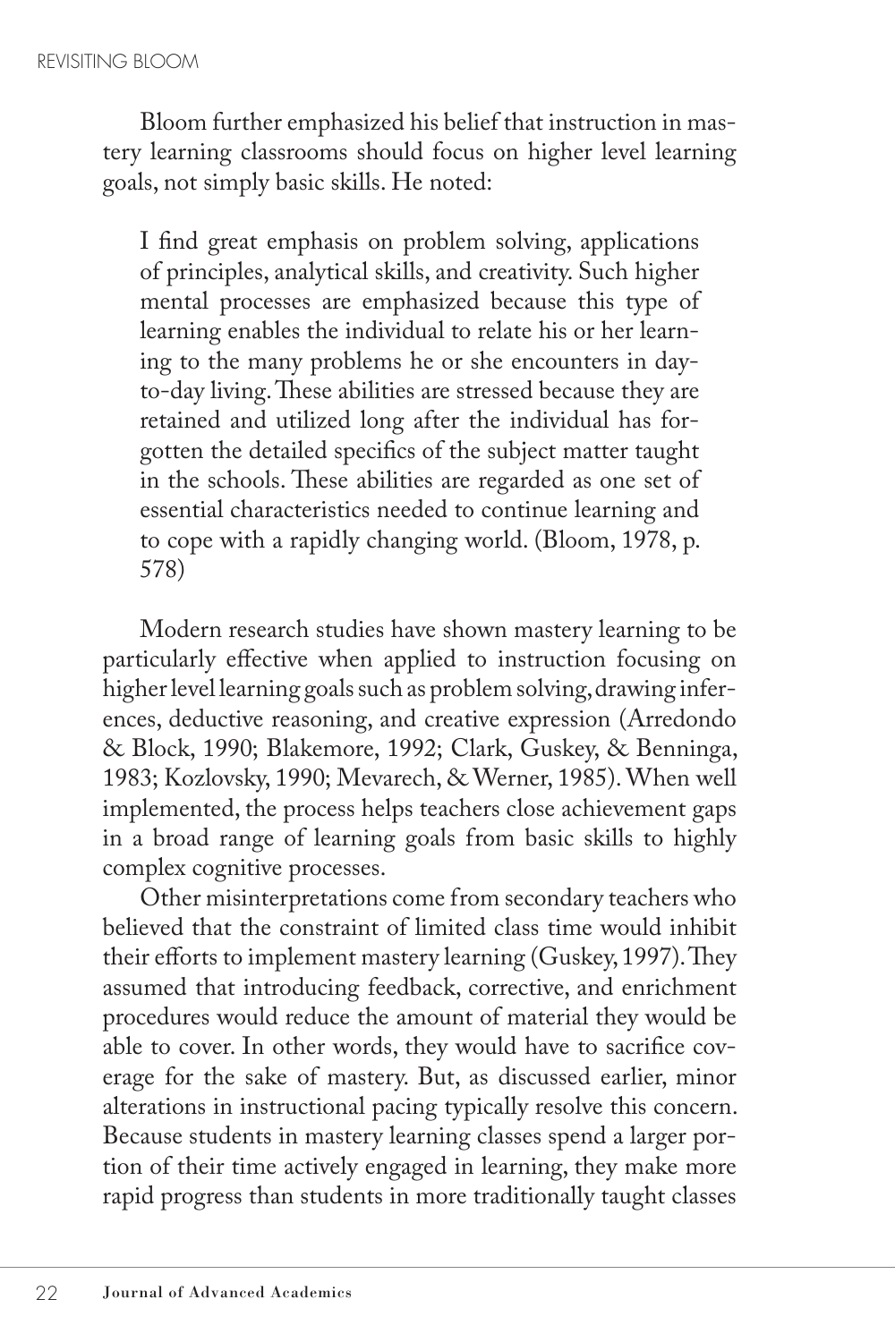Bloom further emphasized his belief that instruction in mastery learning classrooms should focus on higher level learning goals, not simply basic skills. He noted:

> I find great emphasis on problem solving, applications of principles, analytical skills, and creativity. Such higher mental processes are emphasized because this type of learning enables the individual to relate his or her learning to the many problems he or she encounters in day-to-day living. These abilities are stressed because they are retained and utilized long after the individual has forgotten the detailed specifics of the subject matter taught in the schools. These abilities are regarded as one set of essential characteristics needed to continue learning and to cope with a rapidly changing world. (Bloom, 1978, p. 578)

Modern research studies have shown mastery learning to be particularly effective when applied to instruction focusing on higher level learning goals such as problem solving, drawing inferences, deductive reasoning, and creative expression (Arredondo & Block, 1990; Blakemore, 1992; Clark, Guskey, & Benninga, 1983; Kozlovsky, 1990; Mevarech, & Werner, 1985). When well implemented, the process helps teachers close achievement gaps in a broad range of learning goals from basic skills to highly complex cognitive processes.

Other misinterpretations come from secondary teachers who believed that the constraint of limited class time would inhibit their efforts to implement mastery learning (Guskey, 1997). They assumed that introducing feedback, corrective, and enrichment procedures would reduce the amount of material they would be able to cover. In other words, they would have to sacrifice coverage for the sake of mastery. But, as discussed earlier, minor alterations in instructional pacing typically resolve this concern. Because students in mastery learning classes spend a larger portion of their time actively engaged in learning, they make more rapid progress than students in more traditionally taught classes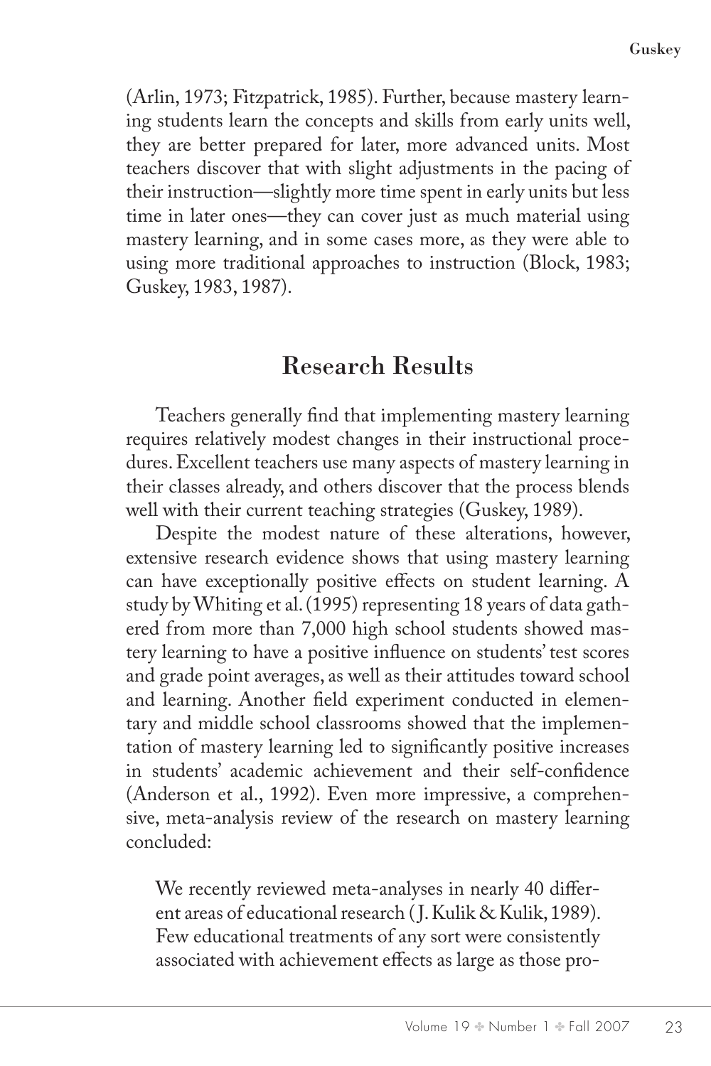(Arlin, 1973; Fitzpatrick, 1985). Further, because mastery learning students learn the concepts and skills from early units well, they are better prepared for later, more advanced units. Most teachers discover that with slight adjustments in the pacing of their instruction—slightly more time spent in early units but less time in later ones—they can cover just as much material using mastery learning, and in some cases more, as they were able to using more traditional approaches to instruction (Block, 1983; Guskey, 1983, 1987).

## Research Results

Teachers generally find that implementing mastery learning requires relatively modest changes in their instructional procedures. Excellent teachers use many aspects of mastery learning in their classes already, and others discover that the process blends well with their current teaching strategies (Guskey, 1989).

Despite the modest nature of these alterations, however, extensive research evidence shows that using mastery learning can have exceptionally positive effects on student learning. A study by Whiting et al. (1995) representing 18 years of data gathered from more than 7,000 high school students showed mastery learning to have a positive influence on students' test scores and grade point averages, as well as their attitudes toward school and learning. Another field experiment conducted in elementary and middle school classrooms showed that the implementation of mastery learning led to significantly positive increases in students' academic achievement and their self-confidence (Anderson et al., 1992). Even more impressive, a comprehensive, meta-analysis review of the research on mastery learning concluded:

> We recently reviewed meta-analyses in nearly 40 different areas of educational research (J. Kulik & Kulik, 1989). Few educational treatments of any sort were consistently associated with achievement effects as large as those pro-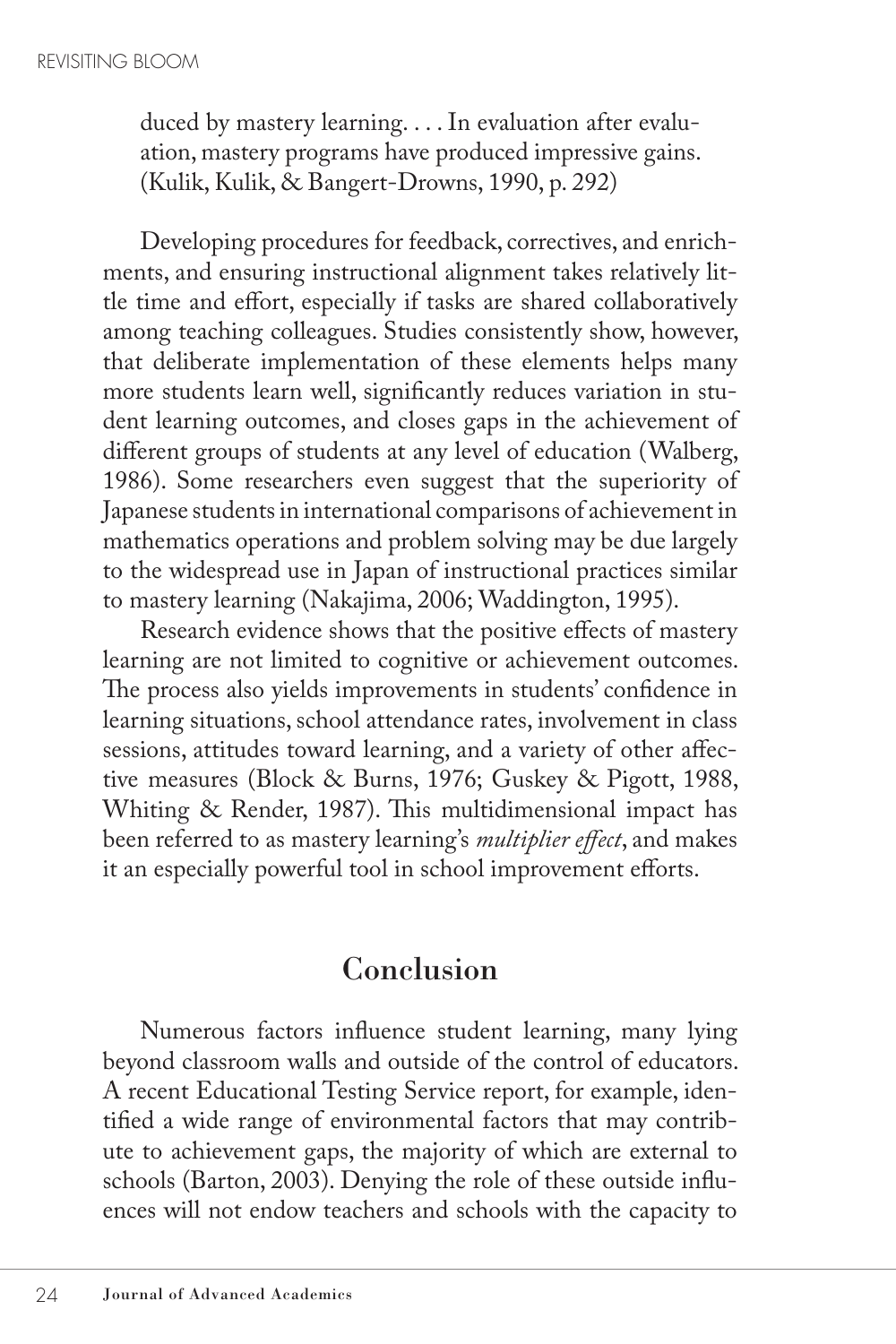duced by mastery learning. . . . In evaluation after evaluation, mastery programs have produced impressive gains. (Kulik, Kulik, & Bangert-Drowns, 1990, p. 292)

Developing procedures for feedback, correctives, and enrichments, and ensuring instructional alignment takes relatively little time and effort, especially if tasks are shared collaboratively among teaching colleagues. Studies consistently show, however, that deliberate implementation of these elements helps many more students learn well, significantly reduces variation in student learning outcomes, and closes gaps in the achievement of different groups of students at any level of education (Walberg, 1986). Some researchers even suggest that the superiority of Japanese students in international comparisons of achievement in mathematics operations and problem solving may be due largely to the widespread use in Japan of instructional practices similar to mastery learning (Nakajima, 2006; Waddington, 1995).

Research evidence shows that the positive effects of mastery learning are not limited to cognitive or achievement outcomes. The process also yields improvements in students' confidence in learning situations, school attendance rates, involvement in class sessions, attitudes toward learning, and a variety of other affective measures (Block & Burns, 1976; Guskey & Pigott, 1988, Whiting & Render, 1987). This multidimensional impact has been referred to as mastery learning's *multiplier effect*, and makes it an especially powerful tool in school improvement efforts.

## Conclusion

Numerous factors influence student learning, many lying beyond classroom walls and outside of the control of educators. A recent Educational Testing Service report, for example, identified a wide range of environmental factors that may contribute to achievement gaps, the majority of which are external to schools (Barton, 2003). Denying the role of these outside influences will not endow teachers and schools with the capacity to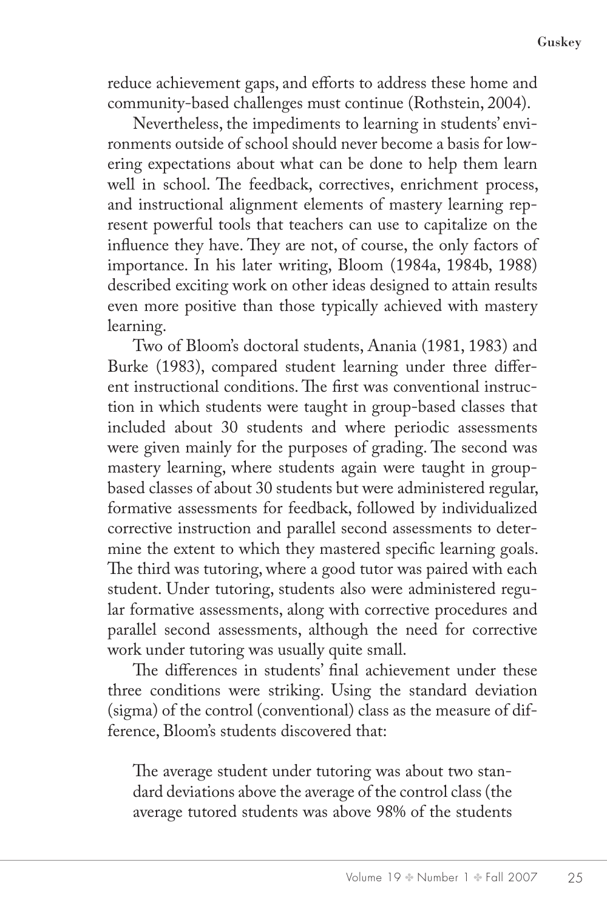reduce achievement gaps, and efforts to address these home and community-based challenges must continue (Rothstein, 2004).

Nevertheless, the impediments to learning in students' environments outside of school should never become a basis for lowering expectations about what can be done to help them learn well in school. The feedback, correctives, enrichment process, and instructional alignment elements of mastery learning represent powerful tools that teachers can use to capitalize on the influence they have. They are not, of course, the only factors of importance. In his later writing, Bloom (1984a, 1984b, 1988) described exciting work on other ideas designed to attain results even more positive than those typically achieved with mastery learning.

Two of Bloom's doctoral students, Anania (1981, 1983) and Burke (1983), compared student learning under three different instructional conditions. The first was conventional instruction in which students were taught in group-based classes that included about 30 students and where periodic assessments were given mainly for the purposes of grading. The second was mastery learning, where students again were taught in group-based classes of about 30 students but were administered regular, formative assessments for feedback, followed by individualized corrective instruction and parallel second assessments to determine the extent to which they mastered specific learning goals. The third was tutoring, where a good tutor was paired with each student. Under tutoring, students also were administered regular formative assessments, along with corrective procedures and parallel second assessments, although the need for corrective work under tutoring was usually quite small.

The differences in students' final achievement under these three conditions were striking. Using the standard deviation (sigma) of the control (conventional) class as the measure of difference, Bloom's students discovered that:

> The average student under tutoring was about two standard deviations above the average of the control class (the average tutored students was above 98% of the students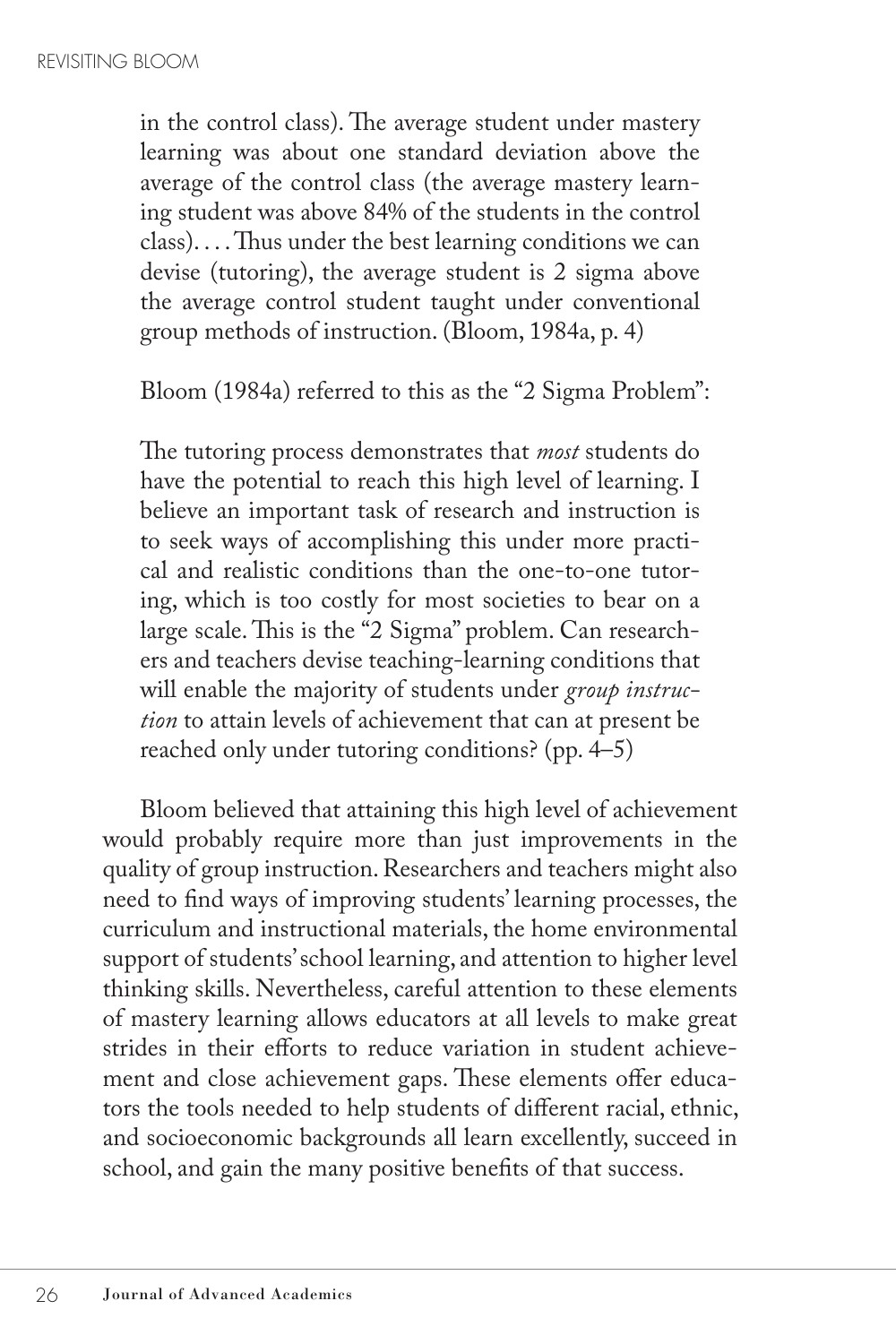> in the control class). The average student under mastery learning was about one standard deviation above the average of the control class (the average mastery learning student was above 84% of the students in the control class). . . . Thus under the best learning conditions we can devise (tutoring), the average student is 2 sigma above the average control student taught under conventional group methods of instruction. (Bloom, 1984a, p. 4)

Bloom (1984a) referred to this as the "2 Sigma Problem":

> The tutoring process demonstrates that *most* students do have the potential to reach this high level of learning. I believe an important task of research and instruction is to seek ways of accomplishing this under more practical and realistic conditions than the one-to-one tutoring, which is too costly for most societies to bear on a large scale. This is the "2 Sigma" problem. Can researchers and teachers devise teaching-learning conditions that will enable the majority of students under *group instruction* to attain levels of achievement that can at present be reached only under tutoring conditions? (pp. 4–5)

Bloom believed that attaining this high level of achievement would probably require more than just improvements in the quality of group instruction. Researchers and teachers might also need to find ways of improving students' learning processes, the curriculum and instructional materials, the home environmental support of students' school learning, and attention to higher level thinking skills. Nevertheless, careful attention to these elements of mastery learning allows educators at all levels to make great strides in their efforts to reduce variation in student achievement and close achievement gaps. These elements offer educators the tools needed to help students of different racial, ethnic, and socioeconomic backgrounds all learn excellently, succeed in school, and gain the many positive benefits of that success.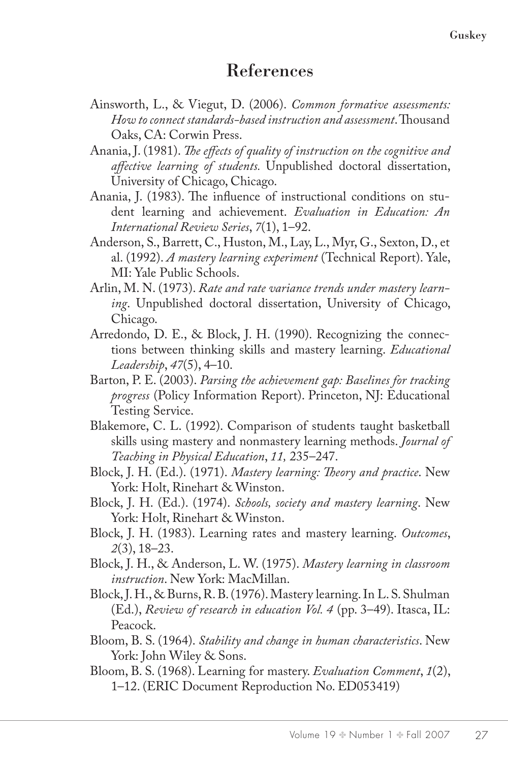# References

Ainsworth, L., & Viegut, D. (2006). *Common formative assessments: How to connect standards-based instruction and assessment*. Thousand Oaks, CA: Corwin Press.

Anania, J. (1981). *The effects of quality of instruction on the cognitive and affective learning of students.* Unpublished doctoral dissertation, University of Chicago, Chicago.

Anania, J. (1983). The influence of instructional conditions on student learning and achievement. *Evaluation in Education: An International Review Series*, *7*(1), 1–92.

Anderson, S., Barrett, C., Huston, M., Lay, L., Myr, G., Sexton, D., et al. (1992). *A mastery learning experiment* (Technical Report). Yale, MI: Yale Public Schools.

Arlin, M. N. (1973). *Rate and rate variance trends under mastery learning*. Unpublished doctoral dissertation, University of Chicago, Chicago.

Arredondo, D. E., & Block, J. H. (1990). Recognizing the connections between thinking skills and mastery learning. *Educational Leadership*, *47*(5), 4–10.

Barton, P. E. (2003). *Parsing the achievement gap: Baselines for tracking progress* (Policy Information Report). Princeton, NJ: Educational Testing Service.

Blakemore, C. L. (1992). Comparison of students taught basketball skills using mastery and nonmastery learning methods. *Journal of Teaching in Physical Education*, *11,* 235–247.

Block, J. H. (Ed.). (1971). *Mastery learning: Theory and practice*. New York: Holt, Rinehart & Winston.

Block, J. H. (Ed.). (1974). *Schools, society and mastery learning*. New York: Holt, Rinehart & Winston.

Block, J. H. (1983). Learning rates and mastery learning. *Outcomes*, *2*(3), 18–23.

Block, J. H., & Anderson, L. W. (1975). *Mastery learning in classroom instruction*. New York: MacMillan.

Block, J. H., & Burns, R. B. (1976). Mastery learning. In L. S. Shulman (Ed.), *Review of research in education Vol. 4* (pp. 3–49). Itasca, IL: Peacock.

Bloom, B. S. (1964). *Stability and change in human characteristics*. New York: John Wiley & Sons.

Bloom, B. S. (1968). Learning for mastery. *Evaluation Comment*, *1*(2), 1–12. (ERIC Document Reproduction No. ED053419)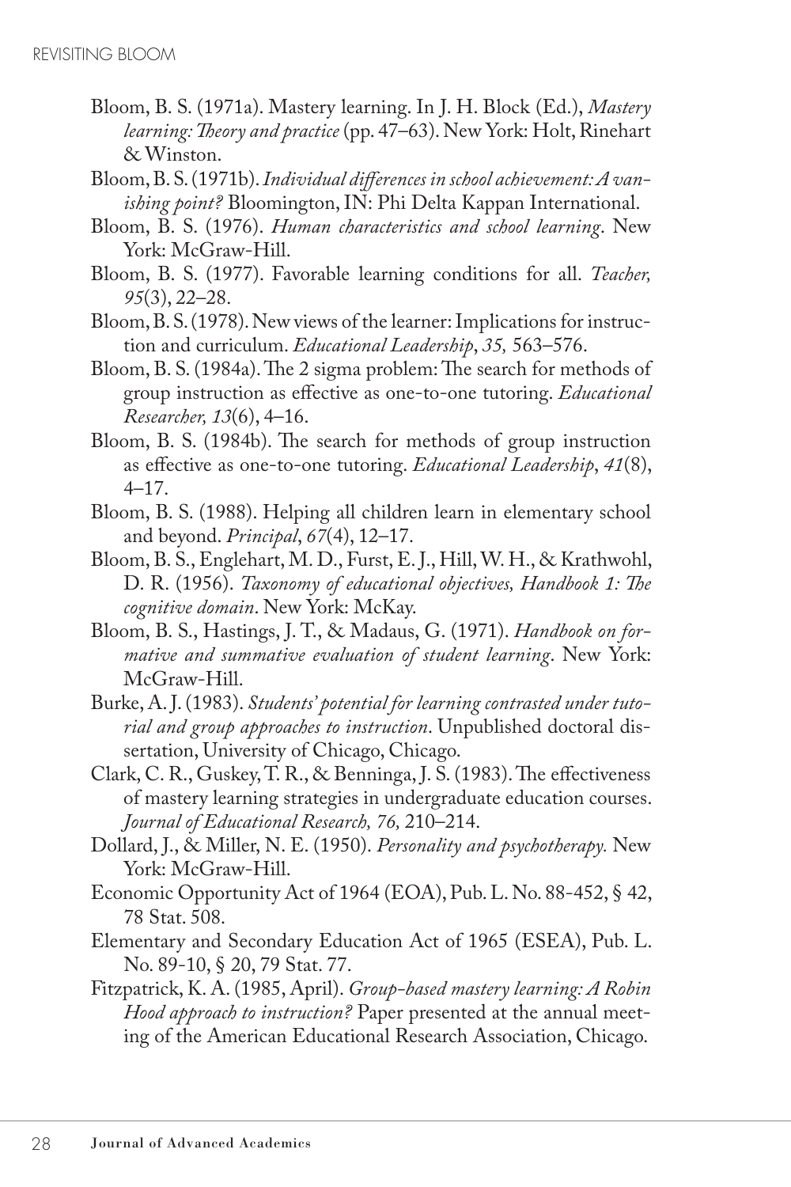Bloom, B. S. (1971a). Mastery learning. In J. H. Block (Ed.), *Mastery learning: Theory and practice* (pp. 47–63). New York: Holt, Rinehart & Winston.

Bloom, B. S. (1971b). *Individual differences in school achievement: A vanishing point?* Bloomington, IN: Phi Delta Kappan International.

Bloom, B. S. (1976). *Human characteristics and school learning*. New York: McGraw-Hill.

Bloom, B. S. (1977). Favorable learning conditions for all. *Teacher, 95*(3), 22–28.

Bloom, B. S. (1978). New views of the learner: Implications for instruction and curriculum. *Educational Leadership*, *35,* 563–576.

Bloom, B. S. (1984a). The 2 sigma problem: The search for methods of group instruction as effective as one-to-one tutoring. *Educational Researcher, 13*(6), 4–16.

Bloom, B. S. (1984b). The search for methods of group instruction as effective as one-to-one tutoring. *Educational Leadership*, *41*(8), 4–17.

Bloom, B. S. (1988). Helping all children learn in elementary school and beyond. *Principal*, *67*(4), 12–17.

Bloom, B. S., Englehart, M. D., Furst, E. J., Hill, W. H., & Krathwohl, D. R. (1956). *Taxonomy of educational objectives, Handbook 1: The cognitive domain*. New York: McKay.

Bloom, B. S., Hastings, J. T., & Madaus, G. (1971). *Handbook on formative and summative evaluation of student learning*. New York: McGraw-Hill.

Burke, A. J. (1983). *Students' potential for learning contrasted under tutorial and group approaches to instruction*. Unpublished doctoral dissertation, University of Chicago, Chicago.

Clark, C. R., Guskey, T. R., & Benninga, J. S. (1983). The effectiveness of mastery learning strategies in undergraduate education courses. *Journal of Educational Research, 76,* 210–214.

Dollard, J., & Miller, N. E. (1950). *Personality and psychotherapy.* New York: McGraw-Hill.

Economic Opportunity Act of 1964 (EOA), Pub. L. No. 88-452, § 42, 78 Stat. 508.

Elementary and Secondary Education Act of 1965 (ESEA), Pub. L. No. 89-10, § 20, 79 Stat. 77.

Fitzpatrick, K. A. (1985, April). *Group-based mastery learning: A Robin Hood approach to instruction?* Paper presented at the annual meeting of the American Educational Research Association, Chicago.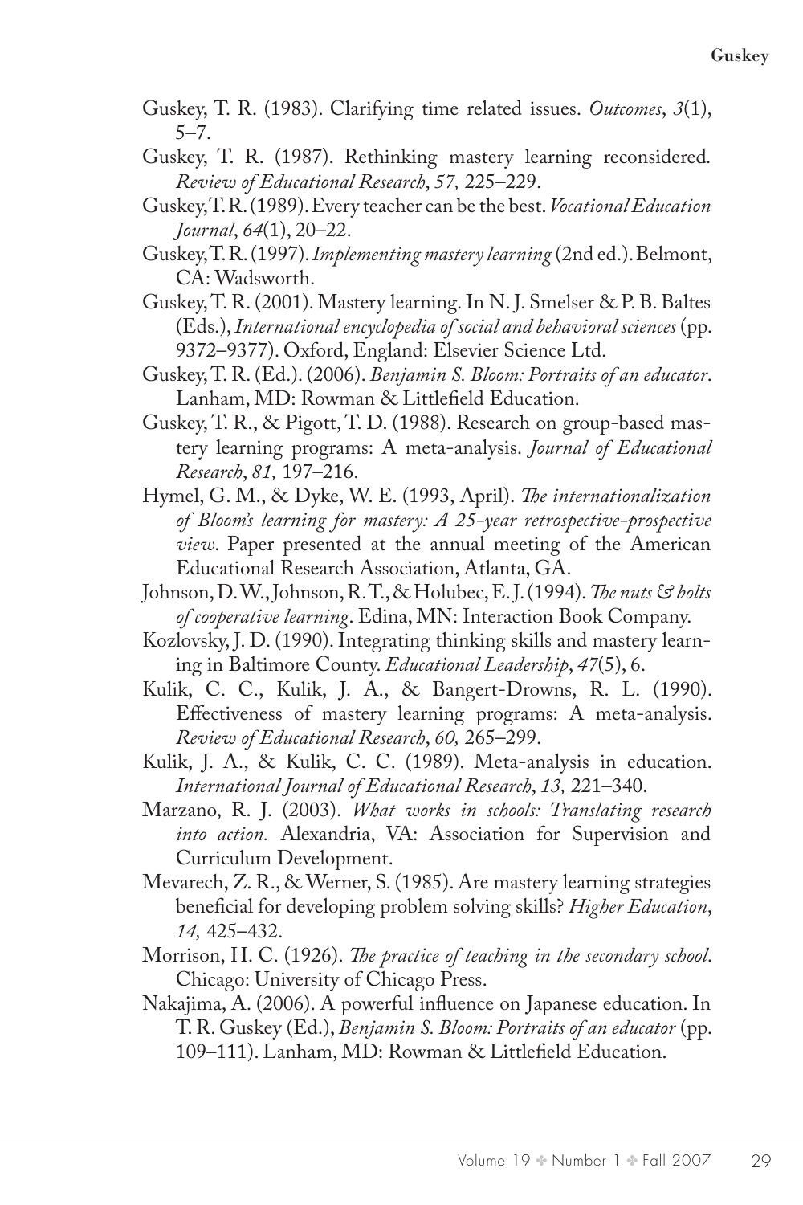Guskey, T. R. (1983). Clarifying time related issues. *Outcomes*, *3*(1), 5–7.

Guskey, T. R. (1987). Rethinking mastery learning reconsidered. *Review of Educational Research*, *57,* 225–229.

Guskey, T. R. (1989). Every teacher can be the best. *Vocational Education Journal*, *64*(1), 20–22.

Guskey, T. R. (1997). *Implementing mastery learning* (2nd ed.). Belmont, CA: Wadsworth.

Guskey, T. R. (2001). Mastery learning. In N. J. Smelser & P. B. Baltes (Eds.), *International encyclopedia of social and behavioral sciences* (pp. 9372–9377). Oxford, England: Elsevier Science Ltd.

Guskey, T. R. (Ed.). (2006). *Benjamin S. Bloom: Portraits of an educator*. Lanham, MD: Rowman & Littlefield Education.

Guskey, T. R., & Pigott, T. D. (1988). Research on group-based mastery learning programs: A meta-analysis. *Journal of Educational Research*, *81,* 197–216.

Hymel, G. M., & Dyke, W. E. (1993, April). *The internationalization of Bloom's learning for mastery: A 25-year retrospective-prospective view*. Paper presented at the annual meeting of the American Educational Research Association, Atlanta, GA.

Johnson, D. W., Johnson, R. T., & Holubec, E. J. (1994). *The nuts & bolts of cooperative learning*. Edina, MN: Interaction Book Company.

Kozlovsky, J. D. (1990). Integrating thinking skills and mastery learning in Baltimore County. *Educational Leadership*, *47*(5), 6.

Kulik, C. C., Kulik, J. A., & Bangert-Drowns, R. L. (1990). Effectiveness of mastery learning programs: A meta-analysis. *Review of Educational Research*, *60,* 265–299.

Kulik, J. A., & Kulik, C. C. (1989). Meta-analysis in education. *International Journal of Educational Research*, *13,* 221–340.

Marzano, R. J. (2003). *What works in schools: Translating research into action.* Alexandria, VA: Association for Supervision and Curriculum Development.

Mevarech, Z. R., & Werner, S. (1985). Are mastery learning strategies beneficial for developing problem solving skills? *Higher Education*, *14,* 425–432.

Morrison, H. C. (1926). *The practice of teaching in the secondary school*. Chicago: University of Chicago Press.

Nakajima, A. (2006). A powerful influence on Japanese education. In T. R. Guskey (Ed.), *Benjamin S. Bloom: Portraits of an educator* (pp. 109–111). Lanham, MD: Rowman & Littlefield Education.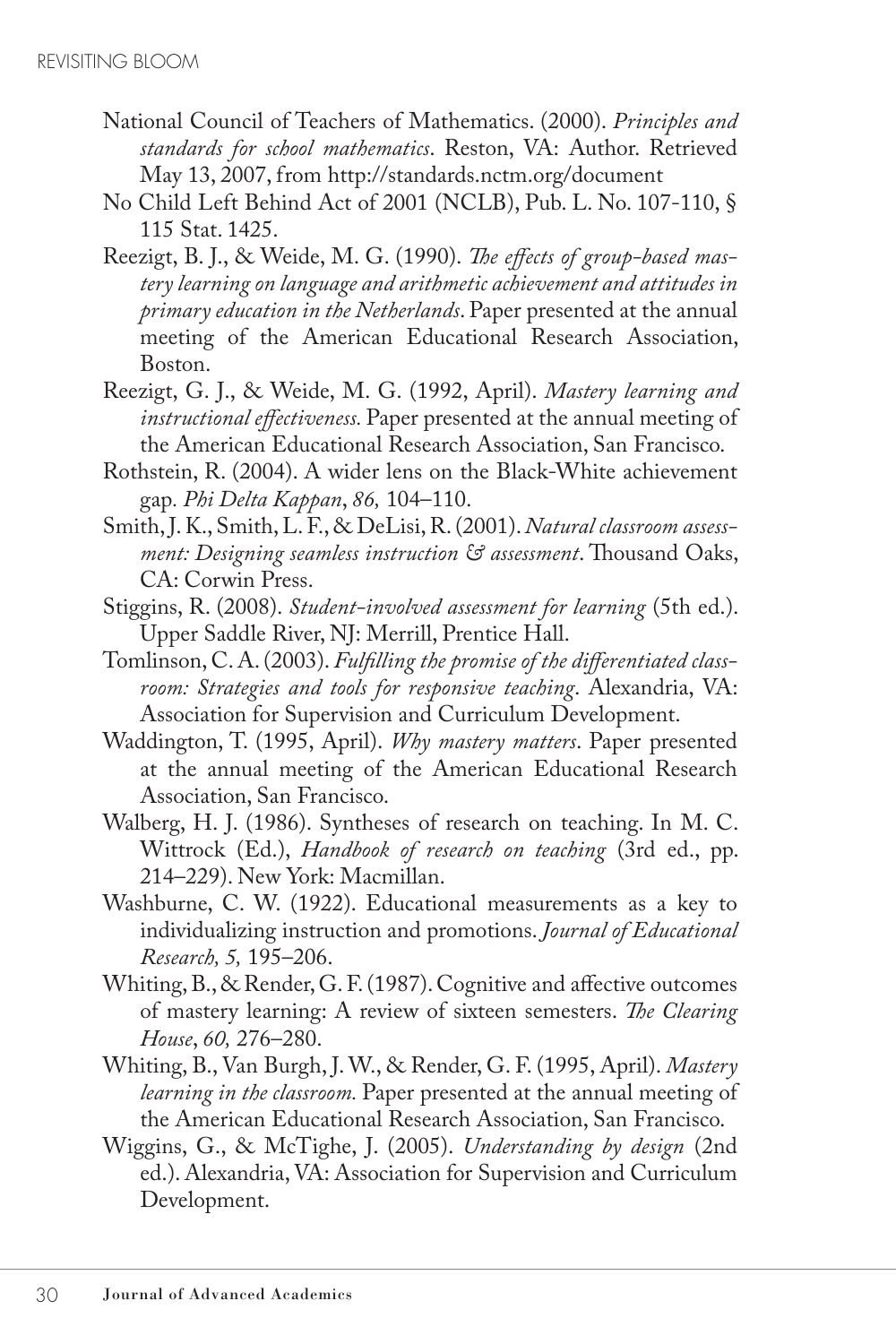National Council of Teachers of Mathematics. (2000). *Principles and standards for school mathematics*. Reston, VA: Author. Retrieved May 13, 2007, from http://standards.nctm.org/document

No Child Left Behind Act of 2001 (NCLB), Pub. L. No. 107-110, § 115 Stat. 1425.

Reezigt, B. J., & Weide, M. G. (1990). *The effects of group-based mastery learning on language and arithmetic achievement and attitudes in primary education in the Netherlands*. Paper presented at the annual meeting of the American Educational Research Association, Boston.

Reezigt, G. J., & Weide, M. G. (1992, April). *Mastery learning and instructional effectiveness.* Paper presented at the annual meeting of the American Educational Research Association, San Francisco.

Rothstein, R. (2004). A wider lens on the Black-White achievement gap. *Phi Delta Kappan*, *86,* 104–110.

Smith, J. K., Smith, L. F., & DeLisi, R. (2001). *Natural classroom assessment: Designing seamless instruction & assessment*. Thousand Oaks, CA: Corwin Press.

Stiggins, R. (2008). *Student-involved assessment for learning* (5th ed.). Upper Saddle River, NJ: Merrill, Prentice Hall.

Tomlinson, C. A. (2003). *Fulfilling the promise of the differentiated classroom: Strategies and tools for responsive teaching*. Alexandria, VA: Association for Supervision and Curriculum Development.

Waddington, T. (1995, April). *Why mastery matters*. Paper presented at the annual meeting of the American Educational Research Association, San Francisco.

Walberg, H. J. (1986). Syntheses of research on teaching. In M. C. Wittrock (Ed.), *Handbook of research on teaching* (3rd ed., pp. 214–229). New York: Macmillan.

Washburne, C. W. (1922). Educational measurements as a key to individualizing instruction and promotions. *Journal of Educational Research, 5,* 195–206.

Whiting, B., & Render, G. F. (1987). Cognitive and affective outcomes of mastery learning: A review of sixteen semesters. *The Clearing House*, *60,* 276–280.

Whiting, B., Van Burgh, J. W., & Render, G. F. (1995, April). *Mastery learning in the classroom.* Paper presented at the annual meeting of the American Educational Research Association, San Francisco.

Wiggins, G., & McTighe, J. (2005). *Understanding by design* (2nd ed.). Alexandria, VA: Association for Supervision and Curriculum Development.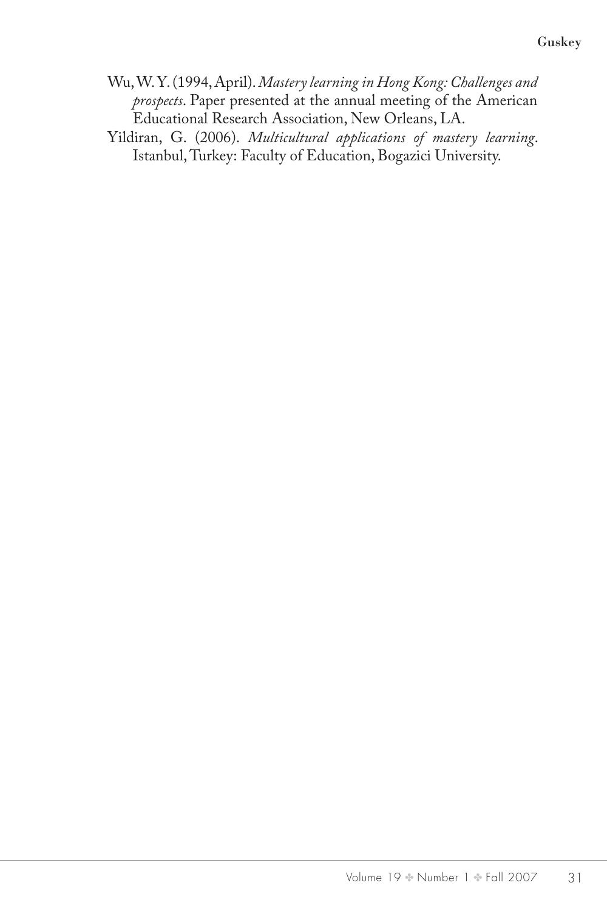Wu, W. Y. (1994, April). *Mastery learning in Hong Kong: Challenges and prospects*. Paper presented at the annual meeting of the American Educational Research Association, New Orleans, LA.

Yildiran, G. (2006). *Multicultural applications of mastery learning*. Istanbul, Turkey: Faculty of Education, Bogazici University.